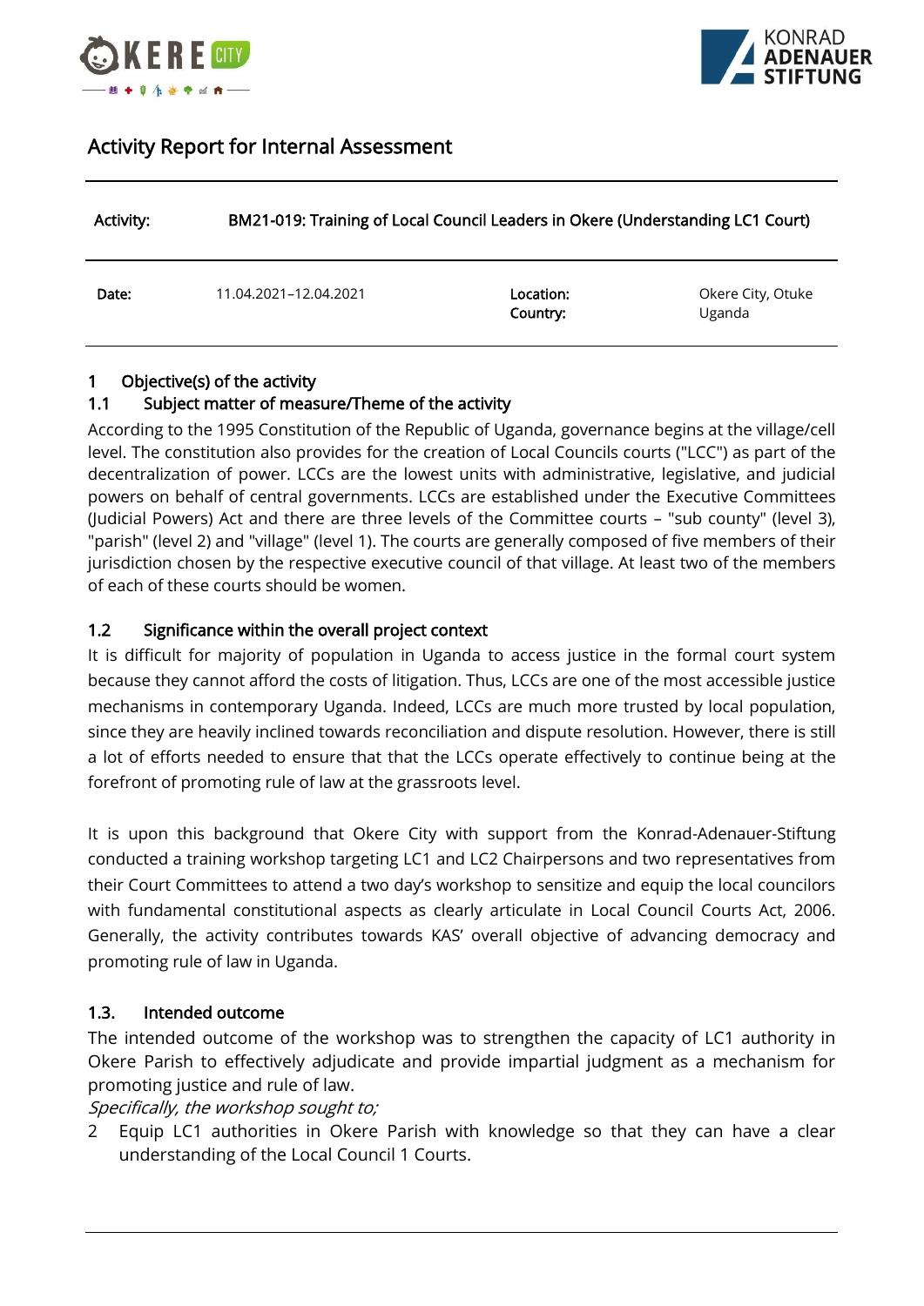# Activity Report for Internal Assessment

| Activity: | BM21-019: Training of Local Council Leaders in Okere (Understanding LC1 Court) | | |
|---|---|---|---|
| Date: | 11.04.2021–12.04.2021 | Location:<br>Country: | Okere City, Otuke<br>Uganda |

## 1 Objective(s) of the activity

### 1.1 Subject matter of measure/Theme of the activity

According to the 1995 Constitution of the Republic of Uganda, governance begins at the village/cell level. The constitution also provides for the creation of Local Councils courts ("LCC") as part of the decentralization of power. LCCs are the lowest units with administrative, legislative, and judicial powers on behalf of central governments. LCCs are established under the Executive Committees (Judicial Powers) Act and there are three levels of the Committee courts – "sub county" (level 3), "parish" (level 2) and "village" (level 1). The courts are generally composed of five members of their jurisdiction chosen by the respective executive council of that village. At least two of the members of each of these courts should be women.

### 1.2 Significance within the overall project context

It is difficult for majority of population in Uganda to access justice in the formal court system because they cannot afford the costs of litigation. Thus, LCCs are one of the most accessible justice mechanisms in contemporary Uganda. Indeed, LCCs are much more trusted by local population, since they are heavily inclined towards reconciliation and dispute resolution. However, there is still a lot of efforts needed to ensure that that the LCCs operate effectively to continue being at the forefront of promoting rule of law at the grassroots level.

It is upon this background that Okere City with support from the Konrad-Adenauer-Stiftung conducted a training workshop targeting LC1 and LC2 Chairpersons and two representatives from their Court Committees to attend a two day's workshop to sensitize and equip the local councilors with fundamental constitutional aspects as clearly articulate in Local Council Courts Act, 2006. Generally, the activity contributes towards KAS' overall objective of advancing democracy and promoting rule of law in Uganda.

### 1.3. Intended outcome

The intended outcome of the workshop was to strengthen the capacity of LC1 authority in Okere Parish to effectively adjudicate and provide impartial judgment as a mechanism for promoting justice and rule of law.

*Specifically, the workshop sought to;*

2 Equip LC1 authorities in Okere Parish with knowledge so that they can have a clear understanding of the Local Council 1 Courts.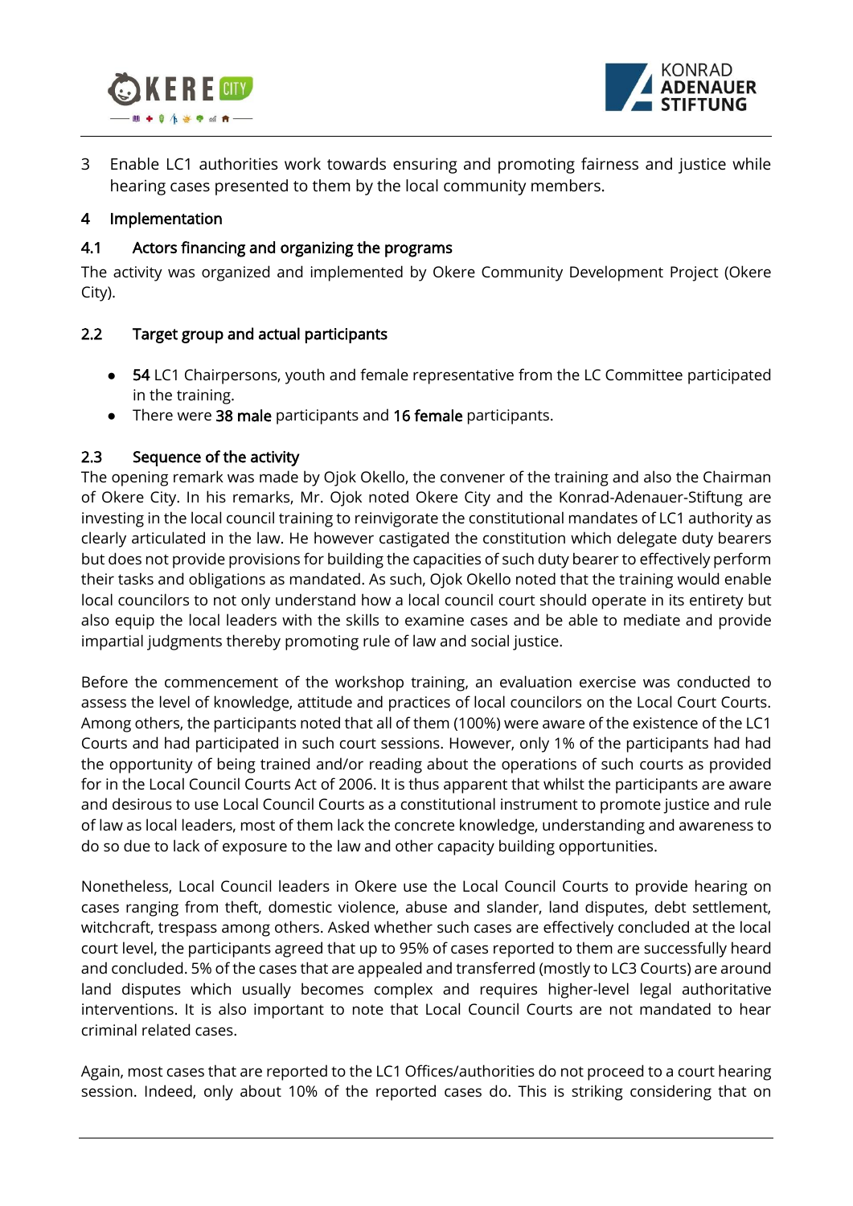3 Enable LC1 authorities work towards ensuring and promoting fairness and justice while hearing cases presented to them by the local community members.

## 4 Implementation

### 4.1 Actors financing and organizing the programs

The activity was organized and implemented by Okere Community Development Project (Okere City).

### 2.2 Target group and actual participants

- **54** LC1 Chairpersons, youth and female representative from the LC Committee participated in the training.
- There were **38 male** participants and **16 female** participants.

### 2.3 Sequence of the activity

The opening remark was made by Ojok Okello, the convener of the training and also the Chairman of Okere City. In his remarks, Mr. Ojok noted Okere City and the Konrad-Adenauer-Stiftung are investing in the local council training to reinvigorate the constitutional mandates of LC1 authority as clearly articulated in the law. He however castigated the constitution which delegate duty bearers but does not provide provisions for building the capacities of such duty bearer to effectively perform their tasks and obligations as mandated. As such, Ojok Okello noted that the training would enable local councilors to not only understand how a local council court should operate in its entirety but also equip the local leaders with the skills to examine cases and be able to mediate and provide impartial judgments thereby promoting rule of law and social justice.

Before the commencement of the workshop training, an evaluation exercise was conducted to assess the level of knowledge, attitude and practices of local councilors on the Local Court Courts. Among others, the participants noted that all of them (100%) were aware of the existence of the LC1 Courts and had participated in such court sessions. However, only 1% of the participants had had the opportunity of being trained and/or reading about the operations of such courts as provided for in the Local Council Courts Act of 2006. It is thus apparent that whilst the participants are aware and desirous to use Local Council Courts as a constitutional instrument to promote justice and rule of law as local leaders, most of them lack the concrete knowledge, understanding and awareness to do so due to lack of exposure to the law and other capacity building opportunities.

Nonetheless, Local Council leaders in Okere use the Local Council Courts to provide hearing on cases ranging from theft, domestic violence, abuse and slander, land disputes, debt settlement, witchcraft, trespass among others. Asked whether such cases are effectively concluded at the local court level, the participants agreed that up to 95% of cases reported to them are successfully heard and concluded. 5% of the cases that are appealed and transferred (mostly to LC3 Courts) are around land disputes which usually becomes complex and requires higher-level legal authoritative interventions. It is also important to note that Local Council Courts are not mandated to hear criminal related cases.

Again, most cases that are reported to the LC1 Offices/authorities do not proceed to a court hearing session. Indeed, only about 10% of the reported cases do. This is striking considering that on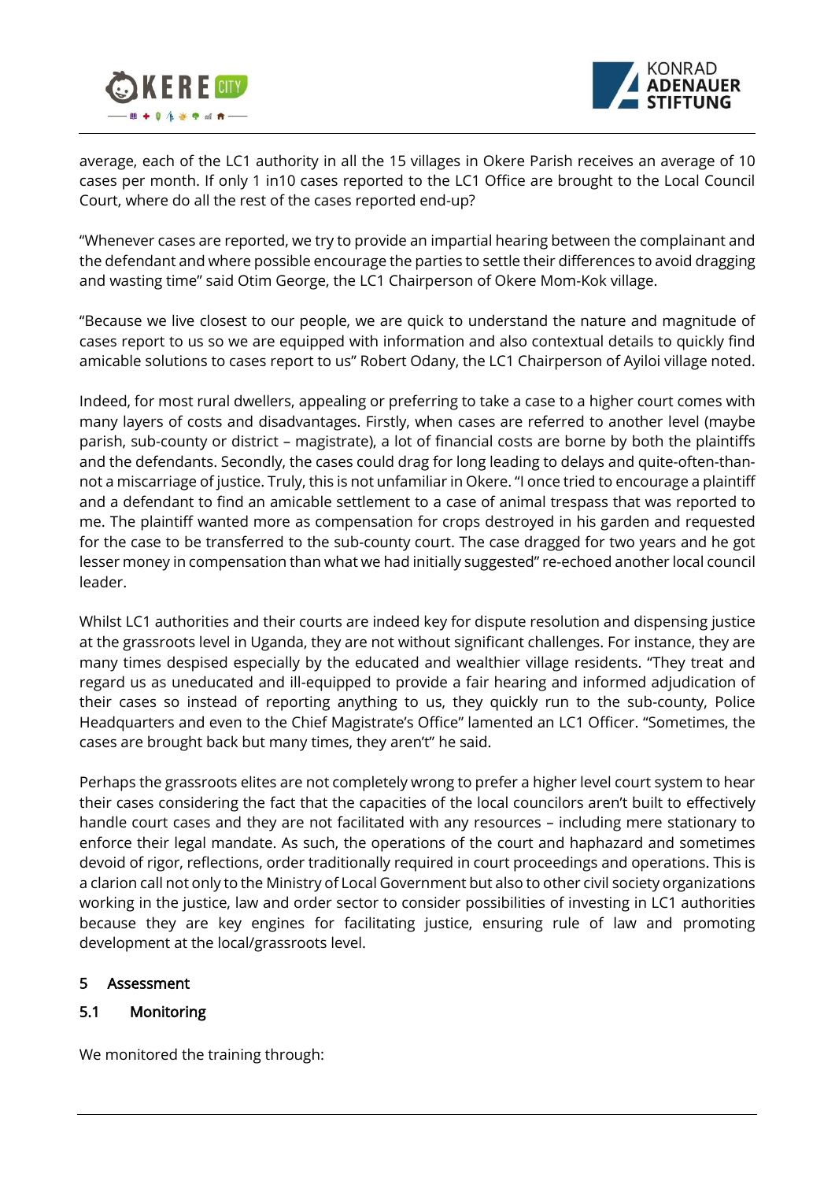average, each of the LC1 authority in all the 15 villages in Okere Parish receives an average of 10 cases per month. If only 1 in10 cases reported to the LC1 Office are brought to the Local Council Court, where do all the rest of the cases reported end-up?

"Whenever cases are reported, we try to provide an impartial hearing between the complainant and the defendant and where possible encourage the parties to settle their differences to avoid dragging and wasting time" said Otim George, the LC1 Chairperson of Okere Mom-Kok village.

"Because we live closest to our people, we are quick to understand the nature and magnitude of cases report to us so we are equipped with information and also contextual details to quickly find amicable solutions to cases report to us" Robert Odany, the LC1 Chairperson of Ayiloi village noted.

Indeed, for most rural dwellers, appealing or preferring to take a case to a higher court comes with many layers of costs and disadvantages. Firstly, when cases are referred to another level (maybe parish, sub-county or district – magistrate), a lot of financial costs are borne by both the plaintiffs and the defendants. Secondly, the cases could drag for long leading to delays and quite-often-than-not a miscarriage of justice. Truly, this is not unfamiliar in Okere. "I once tried to encourage a plaintiff and a defendant to find an amicable settlement to a case of animal trespass that was reported to me. The plaintiff wanted more as compensation for crops destroyed in his garden and requested for the case to be transferred to the sub-county court. The case dragged for two years and he got lesser money in compensation than what we had initially suggested" re-echoed another local council leader.

Whilst LC1 authorities and their courts are indeed key for dispute resolution and dispensing justice at the grassroots level in Uganda, they are not without significant challenges. For instance, they are many times despised especially by the educated and wealthier village residents. "They treat and regard us as uneducated and ill-equipped to provide a fair hearing and informed adjudication of their cases so instead of reporting anything to us, they quickly run to the sub-county, Police Headquarters and even to the Chief Magistrate's Office" lamented an LC1 Officer. "Sometimes, the cases are brought back but many times, they aren't" he said.

Perhaps the grassroots elites are not completely wrong to prefer a higher level court system to hear their cases considering the fact that the capacities of the local councilors aren't built to effectively handle court cases and they are not facilitated with any resources – including mere stationary to enforce their legal mandate. As such, the operations of the court and haphazard and sometimes devoid of rigor, reflections, order traditionally required in court proceedings and operations. This is a clarion call not only to the Ministry of Local Government but also to other civil society organizations working in the justice, law and order sector to consider possibilities of investing in LC1 authorities because they are key engines for facilitating justice, ensuring rule of law and promoting development at the local/grassroots level.

## 5 Assessment

### 5.1 Monitoring

We monitored the training through: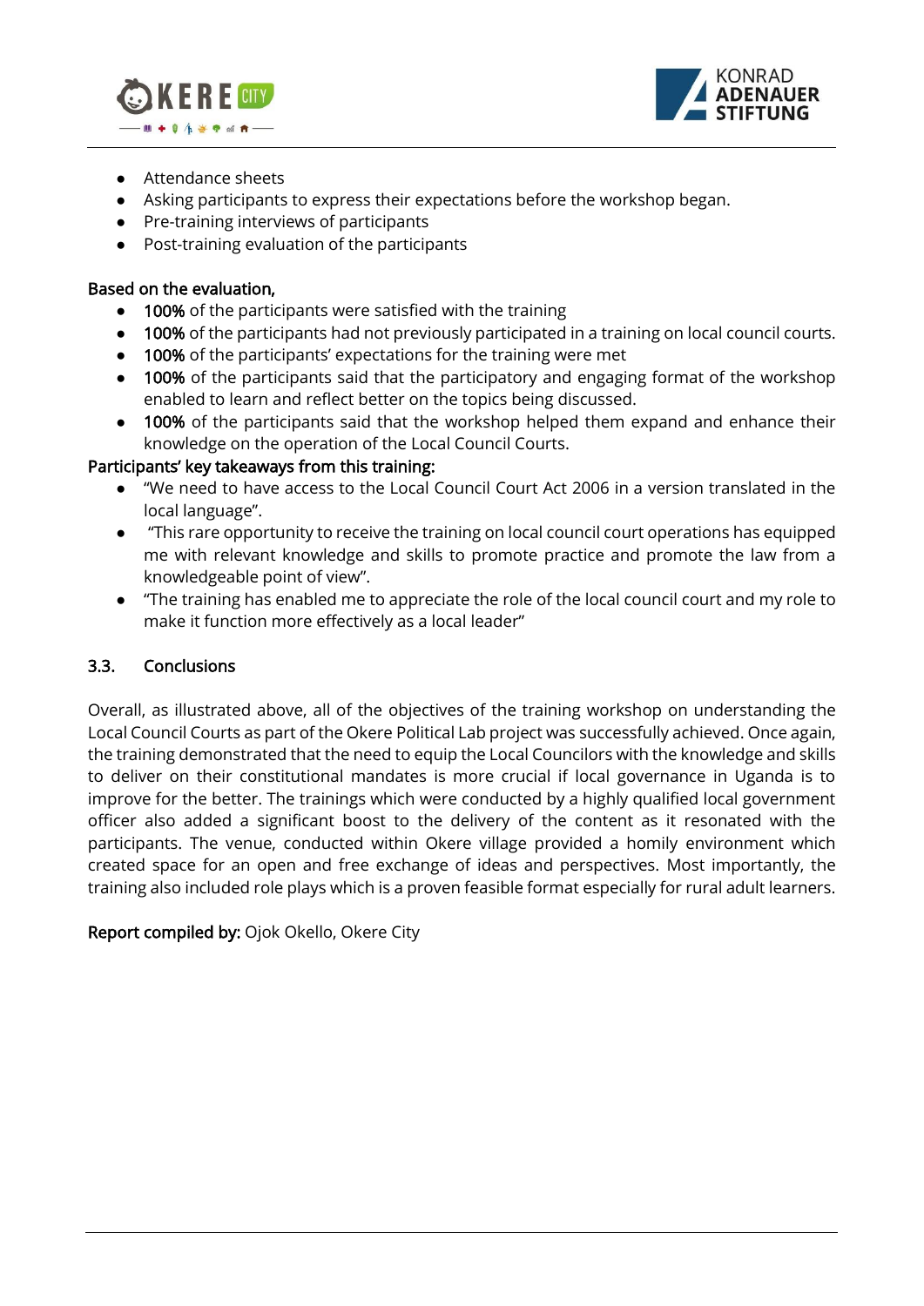- Attendance sheets
- Asking participants to express their expectations before the workshop began.
- Pre-training interviews of participants
- Post-training evaluation of the participants

Based on the evaluation,

- 100% of the participants were satisfied with the training
- 100% of the participants had not previously participated in a training on local council courts.
- 100% of the participants' expectations for the training were met
- 100% of the participants said that the participatory and engaging format of the workshop enabled to learn and reflect better on the topics being discussed.
- 100% of the participants said that the workshop helped them expand and enhance their knowledge on the operation of the Local Council Courts.

Participants' key takeaways from this training:

- "We need to have access to the Local Council Court Act 2006 in a version translated in the local language".
- "This rare opportunity to receive the training on local council court operations has equipped me with relevant knowledge and skills to promote practice and promote the law from a knowledgeable point of view".
- "The training has enabled me to appreciate the role of the local council court and my role to make it function more effectively as a local leader"

### 3.3. Conclusions

Overall, as illustrated above, all of the objectives of the training workshop on understanding the Local Council Courts as part of the Okere Political Lab project was successfully achieved. Once again, the training demonstrated that the need to equip the Local Councilors with the knowledge and skills to deliver on their constitutional mandates is more crucial if local governance in Uganda is to improve for the better. The trainings which were conducted by a highly qualified local government officer also added a significant boost to the delivery of the content as it resonated with the participants. The venue, conducted within Okere village provided a homily environment which created space for an open and free exchange of ideas and perspectives. Most importantly, the training also included role plays which is a proven feasible format especially for rural adult learners.

**Report compiled by:** Ojok Okello, Okere City